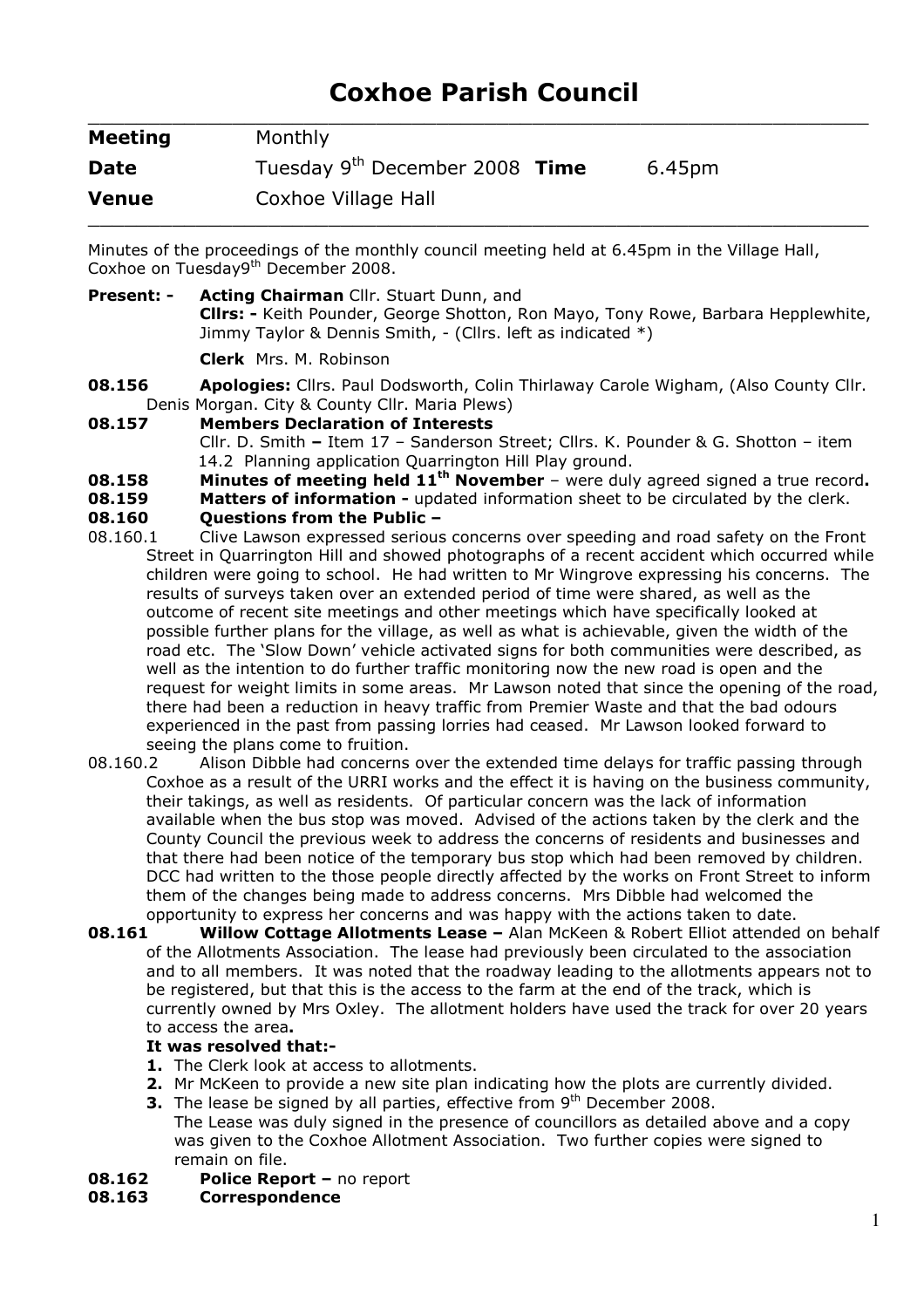# Coxhoe Parish Council

| | | | |
|---|---|---|---|
| **Meeting** | Monthly | | |
| **Date** | Tuesday 9th December 2008 | **Time** | 6.45pm |
| **Venue** | Coxhoe Village Hall | | |

Minutes of the proceedings of the monthly council meeting held at 6.45pm in the Village Hall, Coxhoe on Tuesday9th December 2008.

**Present: -** **Acting Chairman** Cllr. Stuart Dunn, and
**Cllrs: -** Keith Pounder, George Shotton, Ron Mayo, Tony Rowe, Barbara Hepplewhite, Jimmy Taylor & Dennis Smith, - (Cllrs. left as indicated *)

**Clerk** Mrs. M. Robinson

**08.156** **Apologies:** Cllrs. Paul Dodsworth, Colin Thirlaway Carole Wigham, (Also County Cllr. Denis Morgan. City & County Cllr. Maria Plews)

**08.157** **Members Declaration of Interests**
Cllr. D. Smith **–** Item 17 – Sanderson Street; Cllrs. K. Pounder & G. Shotton – item 14.2 Planning application Quarrington Hill Play ground.

**08.158** **Minutes of meeting held 11th November** – were duly agreed signed a true record**.**

**08.159** **Matters of information -** updated information sheet to be circulated by the clerk.

**08.160** **Questions from the Public –**

08.160.1 Clive Lawson expressed serious concerns over speeding and road safety on the Front Street in Quarrington Hill and showed photographs of a recent accident which occurred while children were going to school. He had written to Mr Wingrove expressing his concerns. The results of surveys taken over an extended period of time were shared, as well as the outcome of recent site meetings and other meetings which have specifically looked at possible further plans for the village, as well as what is achievable, given the width of the road etc. The 'Slow Down' vehicle activated signs for both communities were described, as well as the intention to do further traffic monitoring now the new road is open and the request for weight limits in some areas. Mr Lawson noted that since the opening of the road, there had been a reduction in heavy traffic from Premier Waste and that the bad odours experienced in the past from passing lorries had ceased. Mr Lawson looked forward to seeing the plans come to fruition.

08.160.2 Alison Dibble had concerns over the extended time delays for traffic passing through Coxhoe as a result of the URRI works and the effect it is having on the business community, their takings, as well as residents. Of particular concern was the lack of information available when the bus stop was moved. Advised of the actions taken by the clerk and the County Council the previous week to address the concerns of residents and businesses and that there had been notice of the temporary bus stop which had been removed by children. DCC had written to the those people directly affected by the works on Front Street to inform them of the changes being made to address concerns. Mrs Dibble had welcomed the opportunity to express her concerns and was happy with the actions taken to date.

**08.161** **Willow Cottage Allotments Lease –** Alan McKeen & Robert Elliot attended on behalf of the Allotments Association. The lease had previously been circulated to the association and to all members. It was noted that the roadway leading to the allotments appears not to be registered, but that this is the access to the farm at the end of the track, which is currently owned by Mrs Oxley. The allotment holders have used the track for over 20 years to access the area**.**

**It was resolved that:-**

1. The Clerk look at access to allotments.
2. Mr McKeen to provide a new site plan indicating how the plots are currently divided.
3. The lease be signed by all parties, effective from 9th December 2008.
   The Lease was duly signed in the presence of councillors as detailed above and a copy was given to the Coxhoe Allotment Association. Two further copies were signed to remain on file.

**08.162** **Police Report –** no report

**08.163** **Correspondence**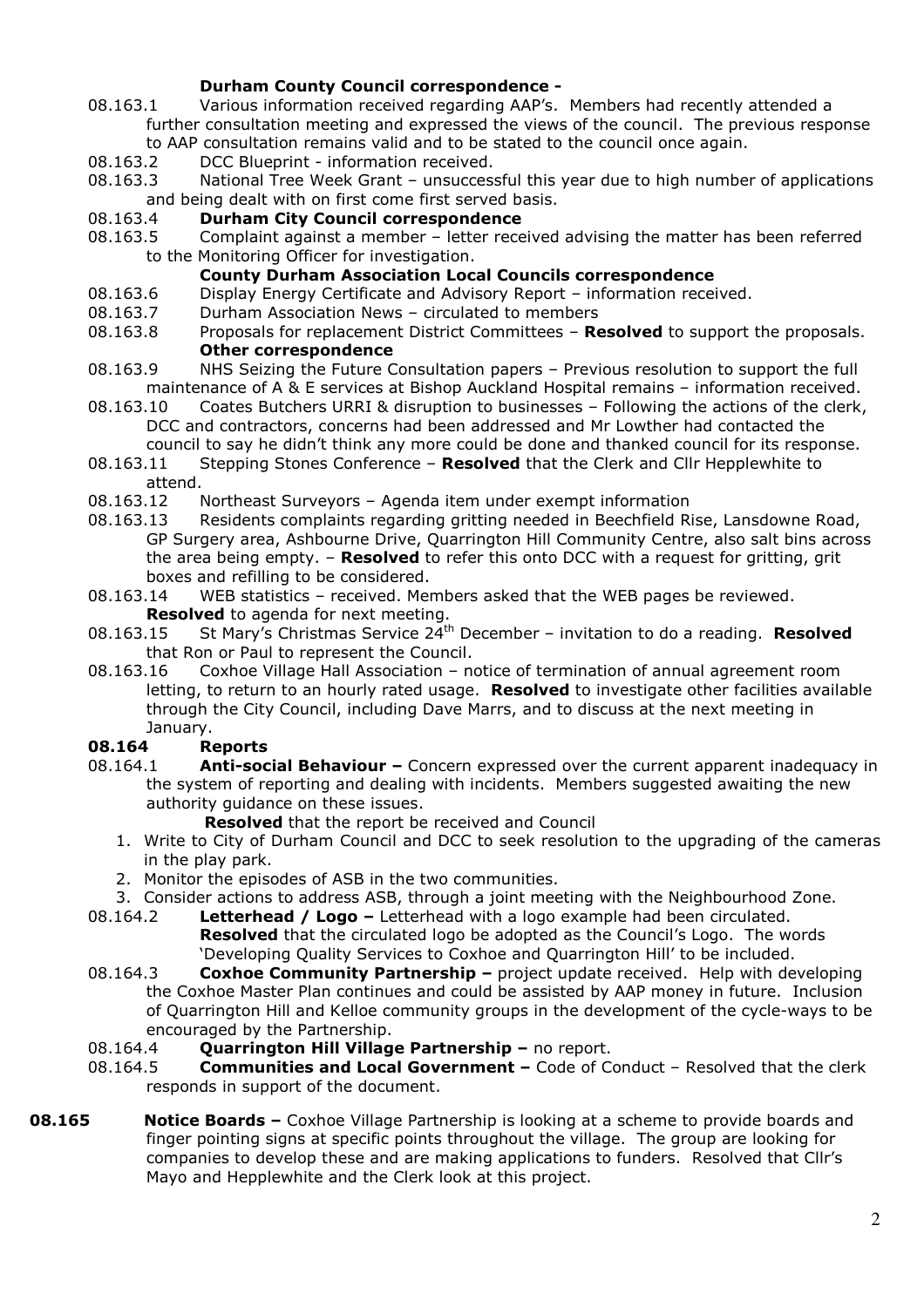**Durham County Council correspondence -**

08.163.1 Various information received regarding AAP's. Members had recently attended a further consultation meeting and expressed the views of the council. The previous response to AAP consultation remains valid and to be stated to the council once again.

08.163.2 DCC Blueprint - information received.

08.163.3 National Tree Week Grant – unsuccessful this year due to high number of applications and being dealt with on first come first served basis.

08.163.4 **Durham City Council correspondence**

08.163.5 Complaint against a member – letter received advising the matter has been referred to the Monitoring Officer for investigation.

**County Durham Association Local Councils correspondence**

08.163.6 Display Energy Certificate and Advisory Report – information received.

08.163.7 Durham Association News – circulated to members

08.163.8 Proposals for replacement District Committees – **Resolved** to support the proposals.

**Other correspondence**

08.163.9 NHS Seizing the Future Consultation papers – Previous resolution to support the full maintenance of A & E services at Bishop Auckland Hospital remains – information received.

08.163.10 Coates Butchers URRI & disruption to businesses – Following the actions of the clerk, DCC and contractors, concerns had been addressed and Mr Lowther had contacted the council to say he didn't think any more could be done and thanked council for its response.

08.163.11 Stepping Stones Conference – **Resolved** that the Clerk and Cllr Hepplewhite to attend.

08.163.12 Northeast Surveyors – Agenda item under exempt information

08.163.13 Residents complaints regarding gritting needed in Beechfield Rise, Lansdowne Road, GP Surgery area, Ashbourne Drive, Quarrington Hill Community Centre, also salt bins across the area being empty. – **Resolved** to refer this onto DCC with a request for gritting, grit boxes and refilling to be considered.

08.163.14 WEB statistics – received. Members asked that the WEB pages be reviewed. **Resolved** to agenda for next meeting.

08.163.15 St Mary's Christmas Service 24th December – invitation to do a reading. **Resolved** that Ron or Paul to represent the Council.

08.163.16 Coxhoe Village Hall Association – notice of termination of annual agreement room letting, to return to an hourly rated usage. **Resolved** to investigate other facilities available through the City Council, including Dave Marrs, and to discuss at the next meeting in January.

## 08.164 Reports

08.164.1 **Anti-social Behaviour –** Concern expressed over the current apparent inadequacy in the system of reporting and dealing with incidents. Members suggested awaiting the new authority guidance on these issues.

**Resolved** that the report be received and Council

1. Write to City of Durham Council and DCC to seek resolution to the upgrading of the cameras in the play park.
2. Monitor the episodes of ASB in the two communities.
3. Consider actions to address ASB, through a joint meeting with the Neighbourhood Zone.

08.164.2 **Letterhead / Logo –** Letterhead with a logo example had been circulated. **Resolved** that the circulated logo be adopted as the Council's Logo. The words 'Developing Quality Services to Coxhoe and Quarrington Hill' to be included.

08.164.3 **Coxhoe Community Partnership –** project update received. Help with developing the Coxhoe Master Plan continues and could be assisted by AAP money in future. Inclusion of Quarrington Hill and Kelloe community groups in the development of the cycle-ways to be encouraged by the Partnership.

08.164.4 **Quarrington Hill Village Partnership –** no report.

08.164.5 **Communities and Local Government –** Code of Conduct – Resolved that the clerk responds in support of the document.

**08.165 Notice Boards –** Coxhoe Village Partnership is looking at a scheme to provide boards and finger pointing signs at specific points throughout the village. The group are looking for companies to develop these and are making applications to funders. Resolved that Cllr's Mayo and Hepplewhite and the Clerk look at this project.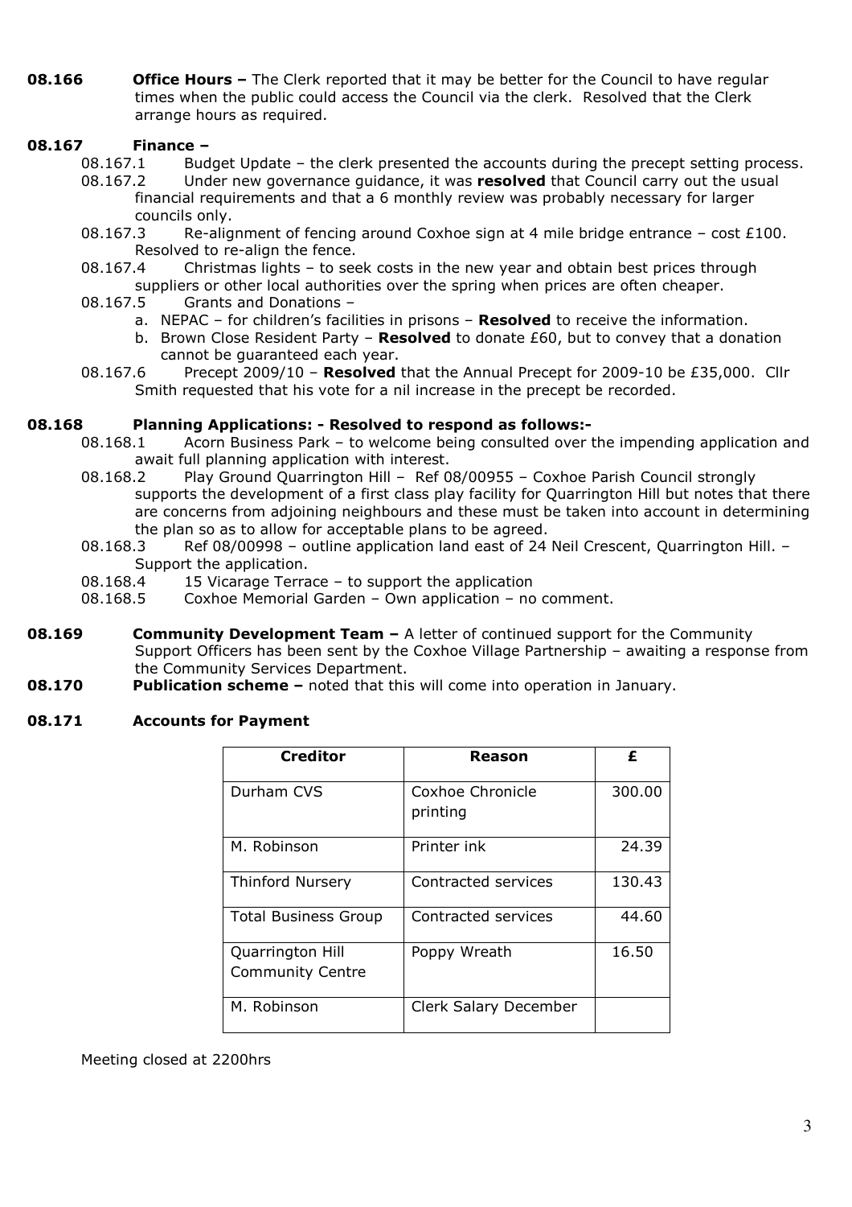**08.166 Office Hours –** The Clerk reported that it may be better for the Council to have regular times when the public could access the Council via the clerk. Resolved that the Clerk arrange hours as required.

**08.167 Finance –**

08.167.1 Budget Update – the clerk presented the accounts during the precept setting process.

08.167.2 Under new governance guidance, it was **resolved** that Council carry out the usual financial requirements and that a 6 monthly review was probably necessary for larger councils only.

08.167.3 Re-alignment of fencing around Coxhoe sign at 4 mile bridge entrance – cost £100. Resolved to re-align the fence.

08.167.4 Christmas lights – to seek costs in the new year and obtain best prices through suppliers or other local authorities over the spring when prices are often cheaper.

08.167.5 Grants and Donations –

a. NEPAC – for children's facilities in prisons – **Resolved** to receive the information.

b. Brown Close Resident Party – **Resolved** to donate £60, but to convey that a donation cannot be guaranteed each year.

08.167.6 Precept 2009/10 – **Resolved** that the Annual Precept for 2009-10 be £35,000. Cllr Smith requested that his vote for a nil increase in the precept be recorded.

**08.168 Planning Applications: - Resolved to respond as follows:-**

08.168.1 Acorn Business Park – to welcome being consulted over the impending application and await full planning application with interest.

08.168.2 Play Ground Quarrington Hill – Ref 08/00955 – Coxhoe Parish Council strongly supports the development of a first class play facility for Quarrington Hill but notes that there are concerns from adjoining neighbours and these must be taken into account in determining the plan so as to allow for acceptable plans to be agreed.

08.168.3 Ref 08/00998 – outline application land east of 24 Neil Crescent, Quarrington Hill. – Support the application.

08.168.4 15 Vicarage Terrace – to support the application

08.168.5 Coxhoe Memorial Garden – Own application – no comment.

**08.169 Community Development Team –** A letter of continued support for the Community Support Officers has been sent by the Coxhoe Village Partnership – awaiting a response from the Community Services Department.

**08.170 Publication scheme –** noted that this will come into operation in January.

**08.171 Accounts for Payment**

| Creditor | Reason | £ |
|---|---|---|
| Durham CVS | Coxhoe Chronicle printing | 300.00 |
| M. Robinson | Printer ink | 24.39 |
| Thinford Nursery | Contracted services | 130.43 |
| Total Business Group | Contracted services | 44.60 |
| Quarrington Hill Community Centre | Poppy Wreath | 16.50 |
| M. Robinson | Clerk Salary December | |

Meeting closed at 2200hrs